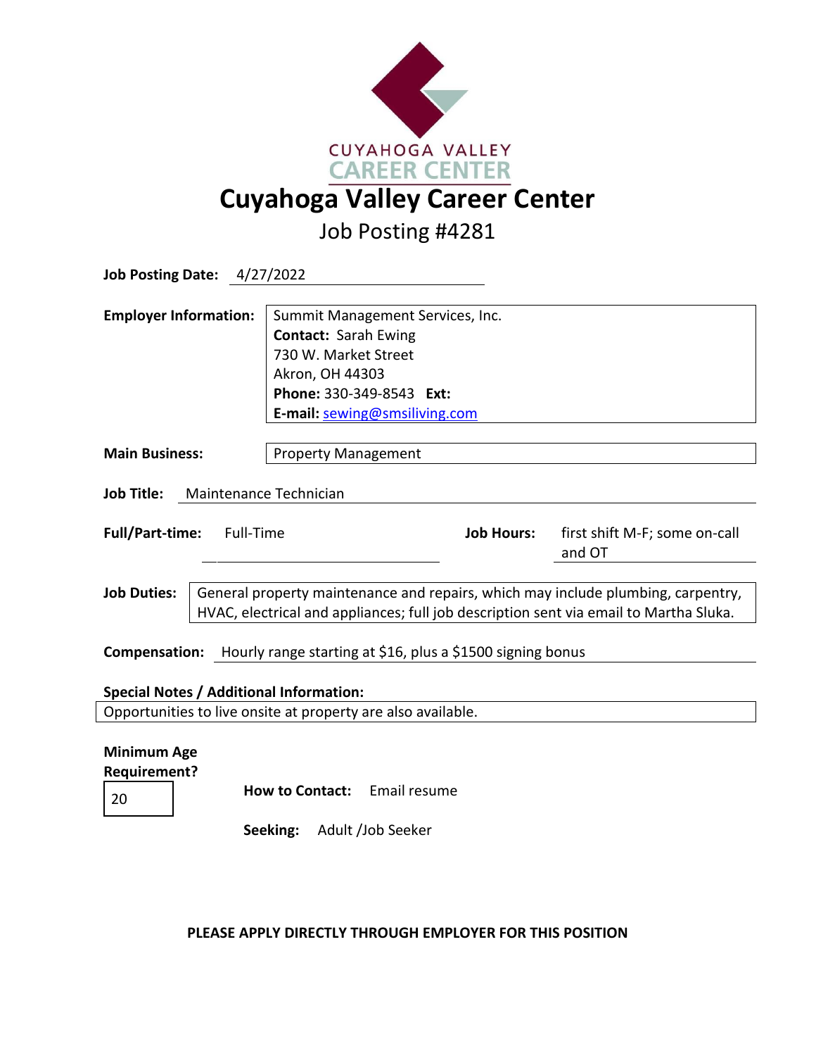CUYAHOGA VALLEY
CAREER CENTER

# Cuyahoga Valley Career Center

## Job Posting #4281

**Job Posting Date:** 4/27/2022

**Employer Information:**
Summit Management Services, Inc.
**Contact:** Sarah Ewing
730 W. Market Street
Akron, OH 44303
**Phone:** 330-349-8543 **Ext:**
**E-mail:** sewing@smsiliving.com

**Main Business:** Property Management

**Job Title:** Maintenance Technician

**Full/Part-time:** Full-Time

**Job Hours:** first shift M-F; some on-call and OT

**Job Duties:** General property maintenance and repairs, which may include plumbing, carpentry, HVAC, electrical and appliances; full job description sent via email to Martha Sluka.

**Compensation:** Hourly range starting at $16, plus a $1500 signing bonus

**Special Notes / Additional Information:**
Opportunities to live onsite at property are also available.

**Minimum Age Requirement?** 20

**How to Contact:** Email resume

**Seeking:** Adult /Job Seeker

**PLEASE APPLY DIRECTLY THROUGH EMPLOYER FOR THIS POSITION**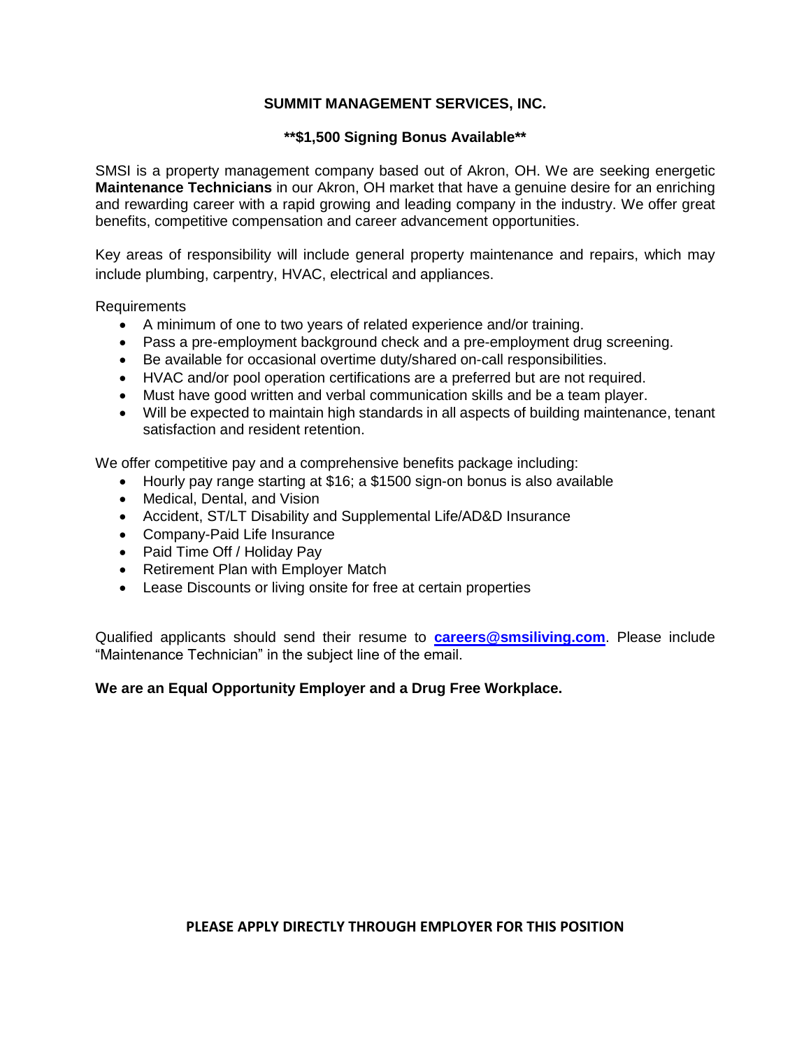**SUMMIT MANAGEMENT SERVICES, INC.**

**\*\*$1,500 Signing Bonus Available\*\***

SMSI is a property management company based out of Akron, OH. We are seeking energetic **Maintenance Technicians** in our Akron, OH market that have a genuine desire for an enriching and rewarding career with a rapid growing and leading company in the industry. We offer great benefits, competitive compensation and career advancement opportunities.

Key areas of responsibility will include general property maintenance and repairs, which may include plumbing, carpentry, HVAC, electrical and appliances.

Requirements

- A minimum of one to two years of related experience and/or training.
- Pass a pre-employment background check and a pre-employment drug screening.
- Be available for occasional overtime duty/shared on-call responsibilities.
- HVAC and/or pool operation certifications are a preferred but are not required.
- Must have good written and verbal communication skills and be a team player.
- Will be expected to maintain high standards in all aspects of building maintenance, tenant satisfaction and resident retention.

We offer competitive pay and a comprehensive benefits package including:

- Hourly pay range starting at $16; a $1500 sign-on bonus is also available
- Medical, Dental, and Vision
- Accident, ST/LT Disability and Supplemental Life/AD&D Insurance
- Company-Paid Life Insurance
- Paid Time Off / Holiday Pay
- Retirement Plan with Employer Match
- Lease Discounts or living onsite for free at certain properties

Qualified applicants should send their resume to **careers@smsiliving.com**. Please include "Maintenance Technician" in the subject line of the email.

**We are an Equal Opportunity Employer and a Drug Free Workplace.**

**PLEASE APPLY DIRECTLY THROUGH EMPLOYER FOR THIS POSITION**